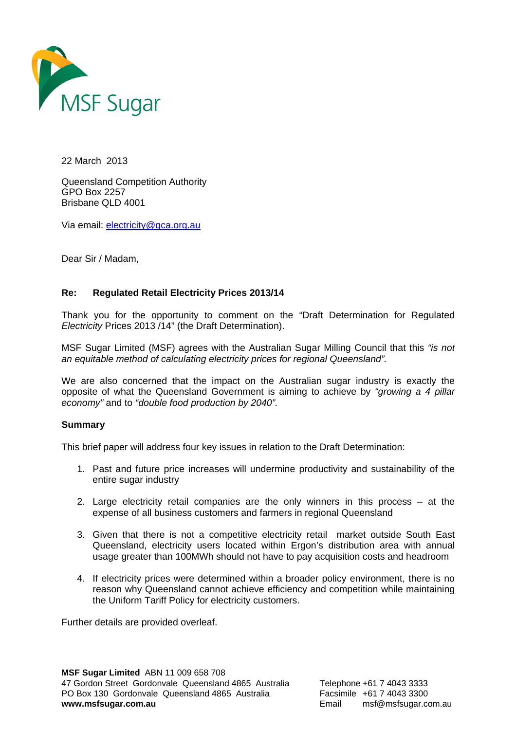MSF Sugar

22 March 2013

Queensland Competition Authority
GPO Box 2257
Brisbane QLD 4001

Via email: electricity@qca.org.au

Dear Sir / Madam,

**Re: Regulated Retail Electricity Prices 2013/14**

Thank you for the opportunity to comment on the "Draft Determination for Regulated *Electricity* Prices 2013 /14" (the Draft Determination).

MSF Sugar Limited (MSF) agrees with the Australian Sugar Milling Council that this *"is not an equitable method of calculating electricity prices for regional Queensland"*.

We are also concerned that the impact on the Australian sugar industry is exactly the opposite of what the Queensland Government is aiming to achieve by *"growing a 4 pillar economy"* and to *"double food production by 2040"*.

**Summary**

This brief paper will address four key issues in relation to the Draft Determination:

1. Past and future price increases will undermine productivity and sustainability of the entire sugar industry
2. Large electricity retail companies are the only winners in this process – at the expense of all business customers and farmers in regional Queensland
3. Given that there is not a competitive electricity retail market outside South East Queensland, electricity users located within Ergon's distribution area with annual usage greater than 100MWh should not have to pay acquisition costs and headroom
4. If electricity prices were determined within a broader policy environment, there is no reason why Queensland cannot achieve efficiency and competition while maintaining the Uniform Tariff Policy for electricity customers.

Further details are provided overleaf.

**MSF Sugar Limited** ABN 11 009 658 708
47 Gordon Street Gordonvale Queensland 4865 Australia
PO Box 130 Gordonvale Queensland 4865 Australia
**www.msfsugar.com.au**

Telephone +61 7 4043 3333
Facsimile +61 7 4043 3300
Email msf@msfsugar.com.au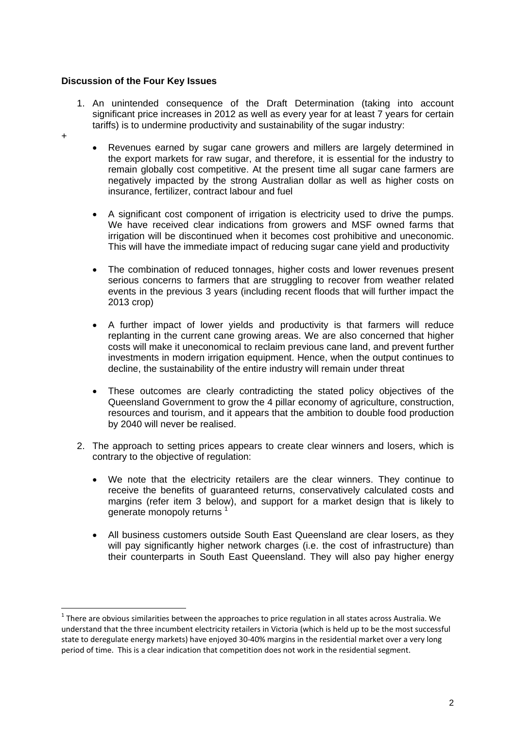**Discussion of the Four Key Issues**

1. An unintended consequence of the Draft Determination (taking into account significant price increases in 2012 as well as every year for at least 7 years for certain tariffs) is to undermine productivity and sustainability of the sugar industry:

+

   - Revenues earned by sugar cane growers and millers are largely determined in the export markets for raw sugar, and therefore, it is essential for the industry to remain globally cost competitive. At the present time all sugar cane farmers are negatively impacted by the strong Australian dollar as well as higher costs on insurance, fertilizer, contract labour and fuel

   - A significant cost component of irrigation is electricity used to drive the pumps. We have received clear indications from growers and MSF owned farms that irrigation will be discontinued when it becomes cost prohibitive and uneconomic. This will have the immediate impact of reducing sugar cane yield and productivity

   - The combination of reduced tonnages, higher costs and lower revenues present serious concerns to farmers that are struggling to recover from weather related events in the previous 3 years (including recent floods that will further impact the 2013 crop)

   - A further impact of lower yields and productivity is that farmers will reduce replanting in the current cane growing areas. We are also concerned that higher costs will make it uneconomical to reclaim previous cane land, and prevent further investments in modern irrigation equipment. Hence, when the output continues to decline, the sustainability of the entire industry will remain under threat

   - These outcomes are clearly contradicting the stated policy objectives of the Queensland Government to grow the 4 pillar economy of agriculture, construction, resources and tourism, and it appears that the ambition to double food production by 2040 will never be realised.

2. The approach to setting prices appears to create clear winners and losers, which is contrary to the objective of regulation:

   - We note that the electricity retailers are the clear winners. They continue to receive the benefits of guaranteed returns, conservatively calculated costs and margins (refer item 3 below), and support for a market design that is likely to generate monopoly returns [1]

   - All business customers outside South East Queensland are clear losers, as they will pay significantly higher network charges (i.e. the cost of infrastructure) than their counterparts in South East Queensland. They will also pay higher energy

---

[1] There are obvious similarities between the approaches to price regulation in all states across Australia. We understand that the three incumbent electricity retailers in Victoria (which is held up to be the most successful state to deregulate energy markets) have enjoyed 30-40% margins in the residential market over a very long period of time. This is a clear indication that competition does not work in the residential segment.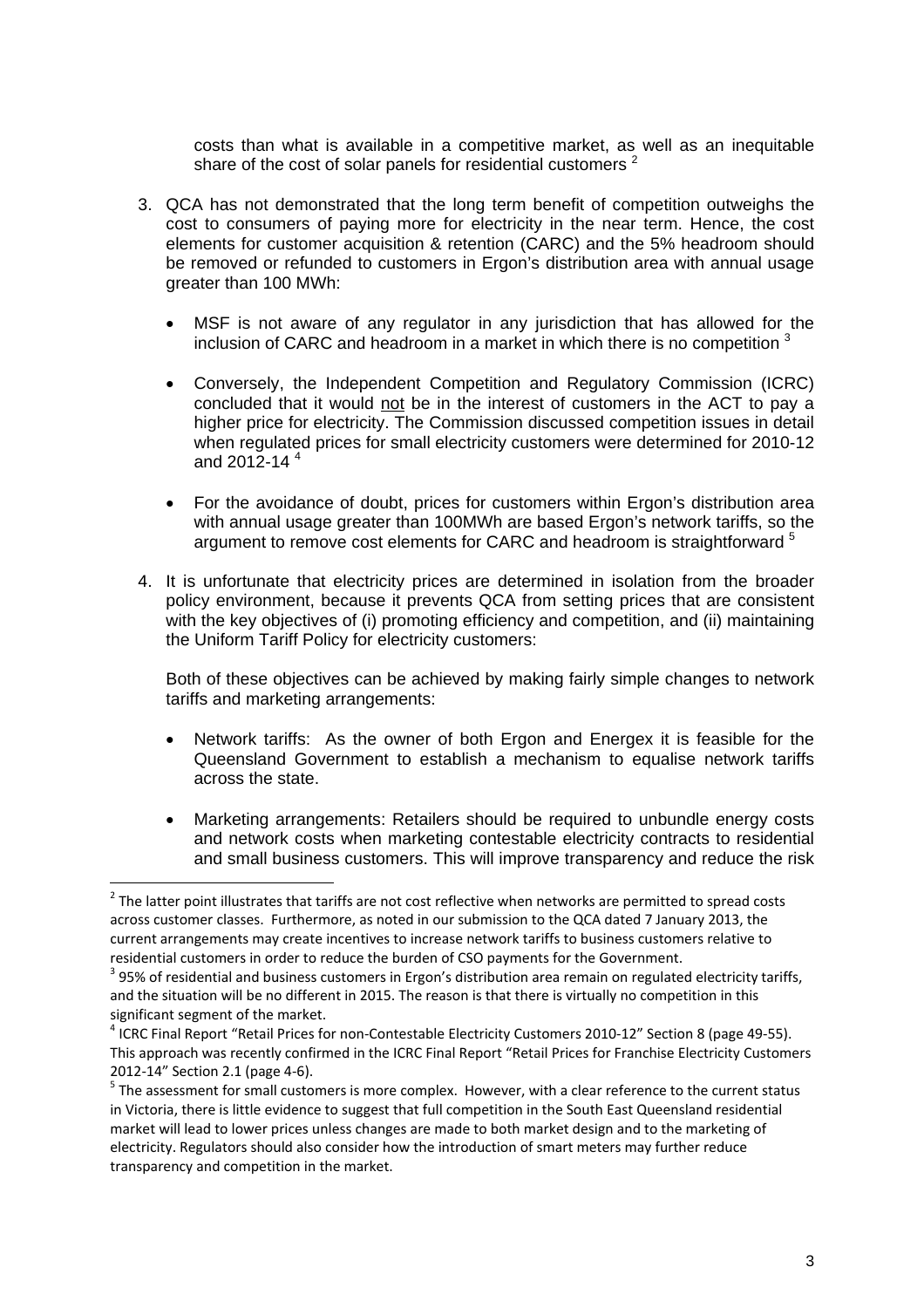costs than what is available in a competitive market, as well as an inequitable share of the cost of solar panels for residential customers [2]

3. QCA has not demonstrated that the long term benefit of competition outweighs the cost to consumers of paying more for electricity in the near term. Hence, the cost elements for customer acquisition & retention (CARC) and the 5% headroom should be removed or refunded to customers in Ergon's distribution area with annual usage greater than 100 MWh:

   - MSF is not aware of any regulator in any jurisdiction that has allowed for the inclusion of CARC and headroom in a market in which there is no competition [3]

   - Conversely, the Independent Competition and Regulatory Commission (ICRC) concluded that it would <u>not</u> be in the interest of customers in the ACT to pay a higher price for electricity. The Commission discussed competition issues in detail when regulated prices for small electricity customers were determined for 2010-12 and 2012-14 [4]

   - For the avoidance of doubt, prices for customers within Ergon's distribution area with annual usage greater than 100MWh are based Ergon's network tariffs, so the argument to remove cost elements for CARC and headroom is straightforward [5]

4. It is unfortunate that electricity prices are determined in isolation from the broader policy environment, because it prevents QCA from setting prices that are consistent with the key objectives of (i) promoting efficiency and competition, and (ii) maintaining the Uniform Tariff Policy for electricity customers:

   Both of these objectives can be achieved by making fairly simple changes to network tariffs and marketing arrangements:

   - Network tariffs: As the owner of both Ergon and Energex it is feasible for the Queensland Government to establish a mechanism to equalise network tariffs across the state.

   - Marketing arrangements: Retailers should be required to unbundle energy costs and network costs when marketing contestable electricity contracts to residential and small business customers. This will improve transparency and reduce the risk

---

[2] The latter point illustrates that tariffs are not cost reflective when networks are permitted to spread costs across customer classes. Furthermore, as noted in our submission to the QCA dated 7 January 2013, the current arrangements may create incentives to increase network tariffs to business customers relative to residential customers in order to reduce the burden of CSO payments for the Government.

[3] 95% of residential and business customers in Ergon's distribution area remain on regulated electricity tariffs, and the situation will be no different in 2015. The reason is that there is virtually no competition in this significant segment of the market.

[4] ICRC Final Report "Retail Prices for non-Contestable Electricity Customers 2010-12" Section 8 (page 49-55). This approach was recently confirmed in the ICRC Final Report "Retail Prices for Franchise Electricity Customers 2012-14" Section 2.1 (page 4-6).

[5] The assessment for small customers is more complex. However, with a clear reference to the current status in Victoria, there is little evidence to suggest that full competition in the South East Queensland residential market will lead to lower prices unless changes are made to both market design and to the marketing of electricity. Regulators should also consider how the introduction of smart meters may further reduce transparency and competition in the market.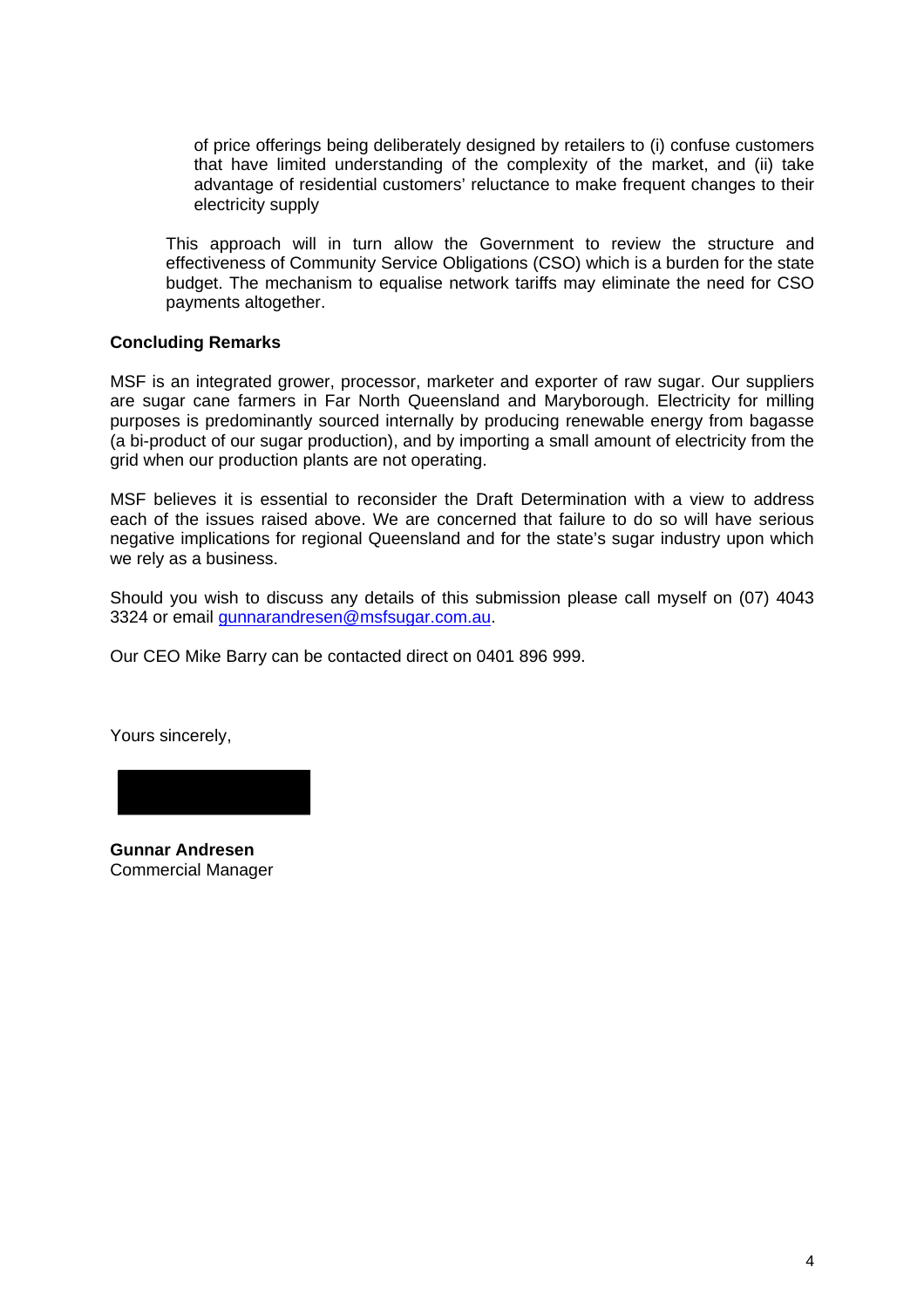of price offerings being deliberately designed by retailers to (i) confuse customers that have limited understanding of the complexity of the market, and (ii) take advantage of residential customers' reluctance to make frequent changes to their electricity supply

This approach will in turn allow the Government to review the structure and effectiveness of Community Service Obligations (CSO) which is a burden for the state budget. The mechanism to equalise network tariffs may eliminate the need for CSO payments altogether.

**Concluding Remarks**

MSF is an integrated grower, processor, marketer and exporter of raw sugar. Our suppliers are sugar cane farmers in Far North Queensland and Maryborough. Electricity for milling purposes is predominantly sourced internally by producing renewable energy from bagasse (a bi-product of our sugar production), and by importing a small amount of electricity from the grid when our production plants are not operating.

MSF believes it is essential to reconsider the Draft Determination with a view to address each of the issues raised above. We are concerned that failure to do so will have serious negative implications for regional Queensland and for the state's sugar industry upon which we rely as a business.

Should you wish to discuss any details of this submission please call myself on (07) 4043 3324 or email gunnarandresen@msfsugar.com.au.

Our CEO Mike Barry can be contacted direct on 0401 896 999.

Yours sincerely,

**Gunnar Andresen**
Commercial Manager